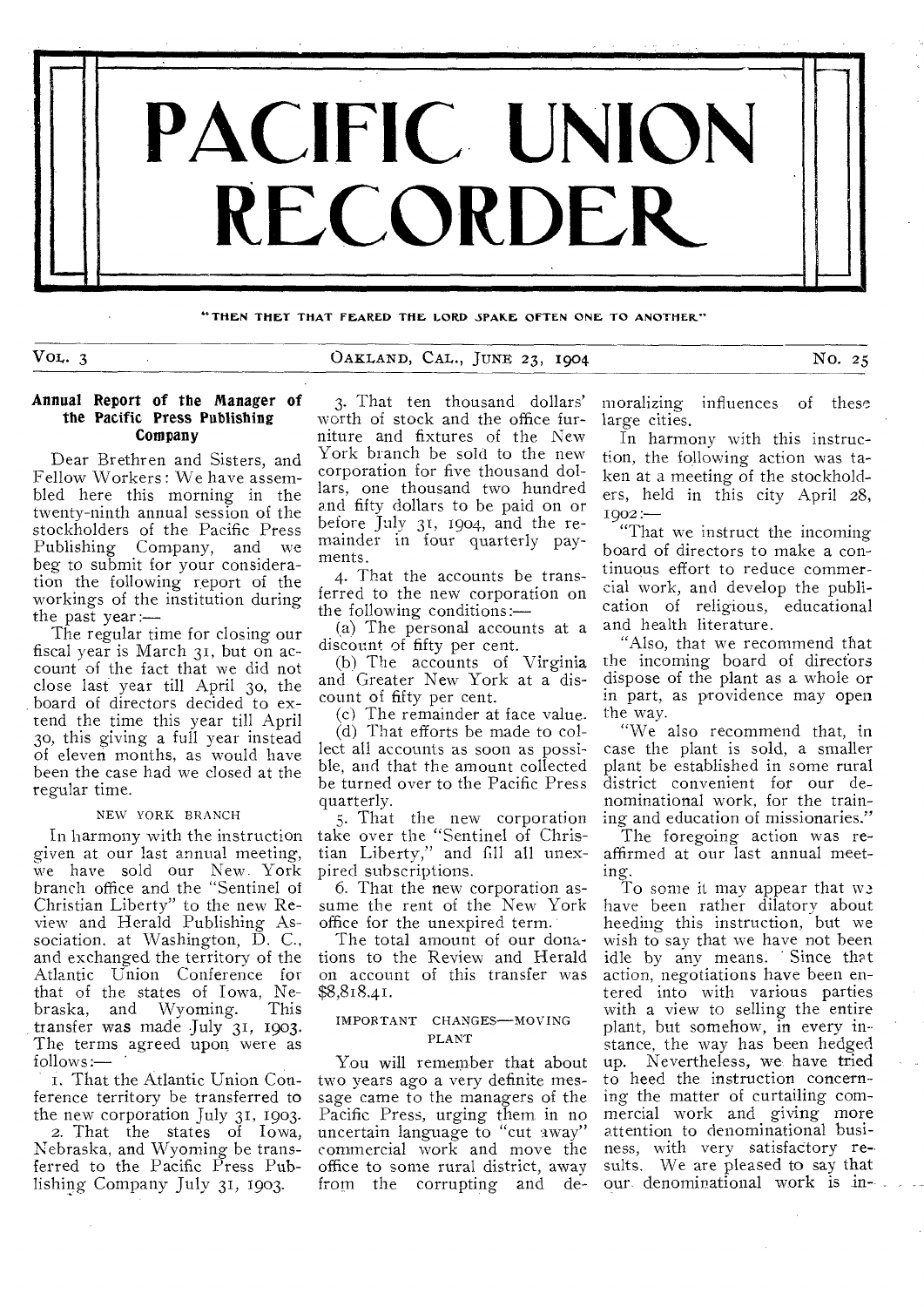# PACIFIC UNION RECORDER

"THEN THEY THAT FEARED THE LORD SPAKE OFTEN ONE TO ANOTHER"

VOL. 3 OAKLAND, CAL., JUNE 23, 1904 NO. 25

## Annual Report of the Manager of the Pacific Press Publishing Company

Dear Brethren and Sisters, and Fellow Workers: We have assembled here this morning in the twenty-ninth annual session of the stockholders of the Pacific Press Publishing Company, and we beg to submit for your consideration the following report of the workings of the institution during the past year:—

The regular time for closing our fiscal year is March 31, but on account of the fact that we did not close last year till April 30, the board of directors decided to extend the time this year till April 30, this giving a full year instead of eleven months, as would have been the case had we closed at the regular time.

### NEW YORK BRANCH

In harmony with the instruction given at our last annual meeting, we have sold our New York branch office and the "Sentinel of Christian Liberty" to the new Review and Herald Publishing Association, at Washington, D. C., and exchanged the territory of the Atlantic Union Conference for that of the states of Iowa, Nebraska, and Wyoming. This transfer was made July 31, 1903. The terms agreed upon were as follows:—

1. That the Atlantic Union Conference territory be transferred to the new corporation July 31, 1903.
2. That the states of Iowa, Nebraska, and Wyoming be transferred to the Pacific Press Publishing Company July 31, 1903.
3. That ten thousand dollars' worth of stock and the office furniture and fixtures of the New York branch be sold to the new corporation for five thousand dollars, one thousand two hundred and fifty dollars to be paid on or before July 31, 1904, and the remainder in four quarterly payments.
4. That the accounts be transferred to the new corporation on the following conditions:—
   (a) The personal accounts at a discount of fifty per cent.
   (b) The accounts of Virginia and Greater New York at a discount of fifty per cent.
   (c) The remainder at face value.
   (d) That efforts be made to collect all accounts as soon as possible, and that the amount collected be turned over to the Pacific Press quarterly.
5. That the new corporation take over the "Sentinel of Christian Liberty," and fill all unexpired subscriptions.
6. That the new corporation assume the rent of the New York office for the unexpired term.

The total amount of our donations to the Review and Herald on account of this transfer was $8,818.41.

### IMPORTANT CHANGES—MOVING PLANT

You will remember that about two years ago a very definite message came to the managers of the Pacific Press, urging them in no uncertain language to "cut away" commercial work and move the office to some rural district, away from the corrupting and demoralizing influences of these large cities.

In harmony with this instruction, the following action was taken at a meeting of the stockholders, held in this city April 28, 1902:—

"That we instruct the incoming board of directors to make a continuous effort to reduce commercial work, and develop the publication of religious, educational and health literature.

"Also, that we recommend that the incoming board of directors dispose of the plant as a whole or in part, as providence may open the way.

"We also recommend that, in case the plant is sold, a smaller plant be established in some rural district convenient for our denominational work, for the training and education of missionaries."

The foregoing action was reaffirmed at our last annual meeting.

To some it may appear that we have been rather dilatory about heeding this instruction, but we wish to say that we have not been idle by any means. Since that action, negotiations have been entered into with various parties with a view to selling the entire plant, but somehow, in every instance, the way has been hedged up. Nevertheless, we have tried to heed the instruction concerning the matter of curtailing commercial work and giving more attention to denominational business, with very satisfactory results. We are pleased to say that our denominational work is in-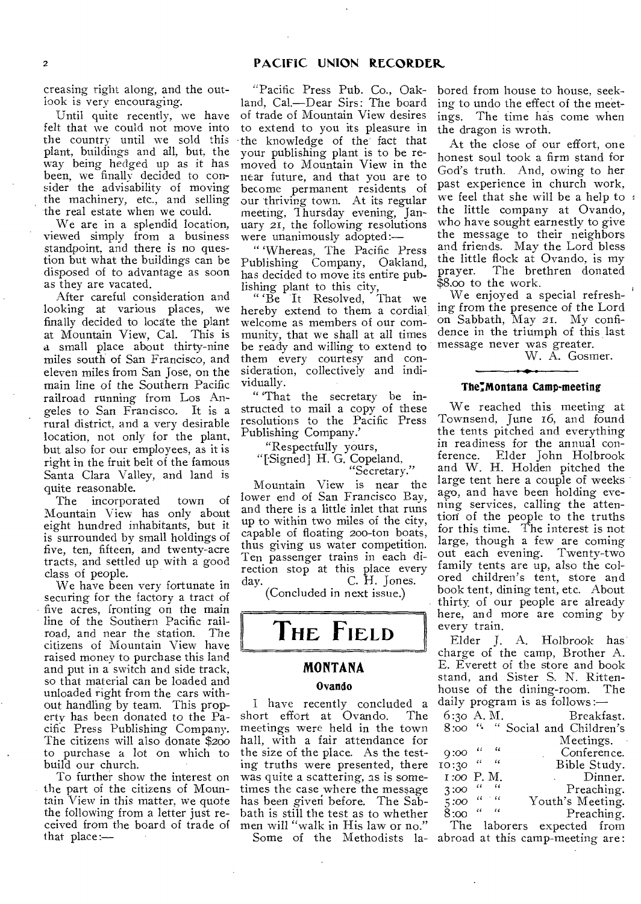creasing right along, and the outlook is very encouraging.

Until quite recently, we have felt that we could not move into the country until we sold this plant, buildings and all, but, the way being hedged up as it has been, we finally decided to consider the advisability of moving the machinery, etc., and selling the real estate when we could.

We are in a splendid location, viewed simply from a business standpoint, and there is no question but what the buildings can be disposed of to advantage as soon as they are vacated.

After careful consideration and looking at various places, we finally decided to locate the plant at Mountain View, Cal. This is a small place about thirty-nine miles south of San Francisco, and eleven miles from San Jose, on the main line of the Southern Pacific railroad running from Los Angeles to San Francisco. It is a rural district, and a very desirable location, not only for the plant, but also for our employees, as it is right in the fruit belt of the famous Santa Clara Valley, and land is quite reasonable.

The incorporated town of Mountain View has only about eight hundred inhabitants, but it is surrounded by small holdings of five, ten, fifteen, and twenty-acre tracts, and settled up with a good class of people.

We have been very fortunate in securing for the factory a tract of five acres, fronting on the main line of the Southern Pacific railroad, and near the station. The citizens of Mountain View have raised money to purchase this land and put in a switch and side track, so that material can be loaded and unloaded right from the cars without handling by team. This property has been donated to the Pacific Press Publishing Company. The citizens will also donate $200 to purchase a lot on which to build our church.

To further show the interest on the part of the citizens of Mountain View in this matter, we quote the following from a letter just received from the board of trade of that place:—

"Pacific Press Pub. Co., Oakland, Cal.—Dear Sirs: The board of trade of Mountain View desires to extend to you its pleasure in the knowledge of the fact that your publishing plant is to be removed to Mountain View in the near future, and that you are to become permanent residents of our thriving town. At its regular meeting, Thursday evening, January 21, the following resolutions were unanimously adopted:—

"'Whereas, The Pacific Press Publishing Company, Oakland, has decided to move its entire publishing plant to this city,

"'Be It Resolved, That we hereby extend to them a cordial welcome as members of our community, that we shall at all times be ready and willing to extend to them every courtesy and consideration, collectively and individually.

"'That the secretary be instructed to mail a copy of these resolutions to the Pacific Press Publishing Company.'

"Respectfully yours,
"[Signed] H. G. Copeland,
"Secretary."

Mountain View is near the lower end of San Francisco Bay, and there is a little inlet that runs up to within two miles of the city, capable of floating 200-ton boats, thus giving us water competition. Ten passenger trains in each direction stop at this place every day.

C. H. Jones.

(Concluded in next issue.)

# THE FIELD

## MONTANA

### Ovando

I have recently concluded a short effort at Ovando. The meetings were held in the town hall, with a fair attendance for the size of the place. As the testing truths were presented, there was quite a scattering, as is sometimes the case where the message has been given before. The Sabbath is still the test as to whether men will "walk in His law or no."

Some of the Methodists labored from house to house, seeking to undo the effect of the meetings. The time has come when the dragon is wroth.

At the close of our effort, one honest soul took a firm stand for God's truth. And, owing to her past experience in church work, we feel that she will be a help to the little company at Ovando, who have sought earnestly to give the message to their neighbors and friends. May the Lord bless the little flock at Ovando, is my prayer. The brethren donated $8.00 to the work.

We enjoyed a special refreshing from the presence of the Lord on Sabbath, May 21. My confidence in the triumph of this last message never was greater.

W. A. Gosmer.

### The Montana Camp-meeting

We reached this meeting at Townsend, June 16, and found the tents pitched and everything in readiness for the annual conference. Elder John Holbrook and W. H. Holden pitched the large tent here a couple of weeks ago, and have been holding evening services, calling the attention of the people to the truths for this time. The interest is not large, though a few are coming out each evening. Twenty-two family tents are up, also the colored children's tent, store and book tent, dining tent, etc. About thirty of our people are already here, and more are coming by every train.

Elder J. A. Holbrook has charge of the camp, Brother A. E. Everett of the store and book stand, and Sister S. N. Rittenhouse of the dining-room. The daily program is as follows:—

| | |
|---|---|
| 6:30 A. M. | Breakfast. |
| 8:00 " " | Social and Children's Meetings. |
| 9:00 " " | Conference. |
| 10:30 " " | Bible Study. |
| 1:00 P. M. | Dinner. |
| 3:00 " " | Preaching. |
| 5:00 " " | Youth's Meeting. |
| 8:00 " " | Preaching. |

The laborers expected from abroad at this camp-meeting are: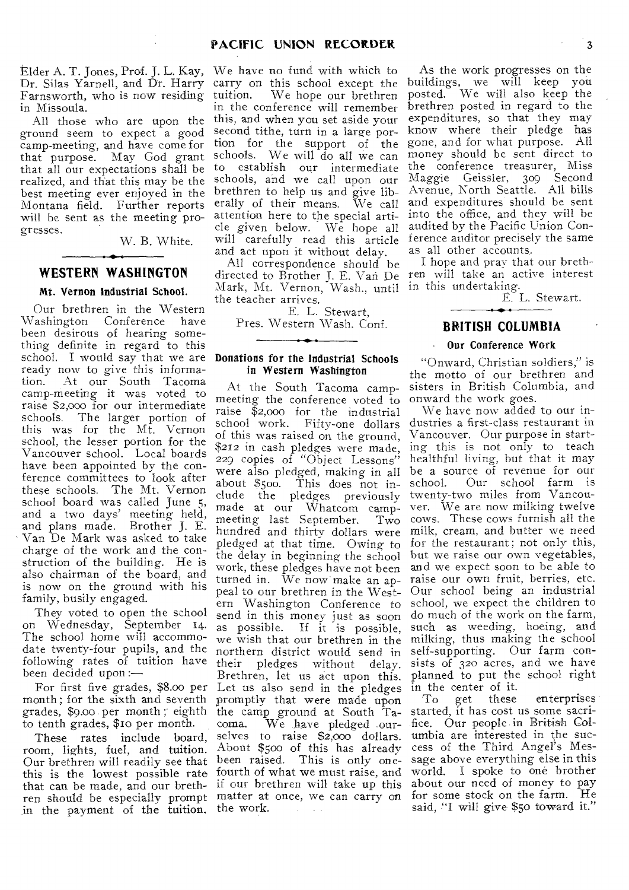Elder A. T. Jones, Prof. J. L. Kay, Dr. Silas Yarnell, and Dr. Harry Farnsworth, who is now residing in Missoula.

All those who are upon the ground seem to expect a good camp-meeting, and have come for that purpose. May God grant that all our expectations shall be realized, and that this may be the best meeting ever enjoyed in the Montana field. Further reports will be sent as the meeting progresses.

W. B. White.

## WESTERN WASHINGTON

### Mt. Vernon Industrial School.

Our brethren in the Western Washington Conference have been desirous of hearing something definite in regard to this school. I would say that we are ready now to give this information. At our South Tacoma camp-meeting it was voted to raise $2,000 for our intermediate schools. The larger portion of this was for the Mt. Vernon school, the lesser portion for the Vancouver school. Local boards have been appointed by the conference committees to look after these schools. The Mt. Vernon school board was called June 5, and a two days' meeting held, and plans made. Brother J. E. Van De Mark was asked to take charge of the work and the construction of the building. He is also chairman of the board, and is now on the ground with his family, busily engaged.

They voted to open the school on Wednesday, September 14. The school home will accommodate twenty-four pupils, and the following rates of tuition have been decided upon:—

For first five grades, $8.00 per month; for the sixth and seventh grades, $9.00 per month; eighth to tenth grades, $10 per month.

These rates include board, room, lights, fuel, and tuition. Our brethren will readily see that this is the lowest possible rate that can be made, and our brethren should be especially prompt in the payment of the tuition. We have no fund with which to carry on this school except the tuition. We hope our brethren in the conference will remember this, and when you set aside your second tithe, turn in a large portion for the support of the schools. We will do all we can to establish our intermediate schools, and we call upon our brethren to help us and give liberally of their means. We call attention here to the special article given below. We hope all will carefully read this article and act upon it without delay.

All correspondence should be directed to Brother J. E. Van De Mark, Mt. Vernon, Wash., until the teacher arrives.

E. L. Stewart,
Pres. Western Wash. Conf.

### Donations for the Industrial Schools in Western Washington

At the South Tacoma camp-meeting the conference voted to raise $2,000 for the industrial school work. Fifty-one dollars of this was raised on the ground, $212 in cash pledges were made, 229 copies of "Object Lessons" were also pledged, making in all about $500. This does not include the pledges previously made at our Whatcom camp-meeting last September. Two hundred and thirty dollars were pledged at that time. Owing to the delay in beginning the school work, these pledges have not been turned in. We now make an appeal to our brethren in the Western Washington Conference to send in this money just as soon as possible. If it is possible, we wish that our brethren in the northern district would send in their pledges without delay. Brethren, let us act upon this. Let us also send in the pledges promptly that were made upon the camp ground at South Tacoma. We have pledged ourselves to raise $2,000 dollars. About $500 of this has already been raised. This is only one-fourth of what we must raise, and if our brethren will take up this matter at once, we can carry on the work.

As the work progresses on the buildings, we will keep you posted. We will also keep the brethren posted in regard to the expenditures, so that they may know where their pledge has gone, and for what purpose. All money should be sent direct to the conference treasurer, Miss Maggie Geissler, 309 Second Avenue, North Seattle. All bills and expenditures should be sent into the office, and they will be audited by the Pacific Union Conference auditor precisely the same as all other accounts.

I hope and pray that our brethren will take an active interest in this undertaking.

E. L. Stewart.

## BRITISH COLUMBIA

### Our Conference Work

"Onward, Christian soldiers," is the motto of our brethren and sisters in British Columbia, and onward the work goes.

We have now added to our industries a first-class restaurant in Vancouver. Our purpose in starting this is not only to teach healthful living, but that it may be a source of revenue for our school. Our school farm is twenty-two miles from Vancouver. We are now milking twelve cows. These cows furnish all the milk, cream, and butter we need for the restaurant; not only this, but we raise our own vegetables, and we expect soon to be able to raise our own fruit, berries, etc. Our school being an industrial school, we expect the children to do much of the work on the farm, such as weeding, hoeing, and milking, thus making the school self-supporting. Our farm consists of 320 acres, and we have planned to put the school right in the center of it.

To get these enterprises started, it has cost us some sacrifice. Our people in British Columbia are interested in the success of the Third Angel's Message above everything else in this world. I spoke to one brother about our need of money to pay for some stock on the farm. He said, "I will give $50 toward it."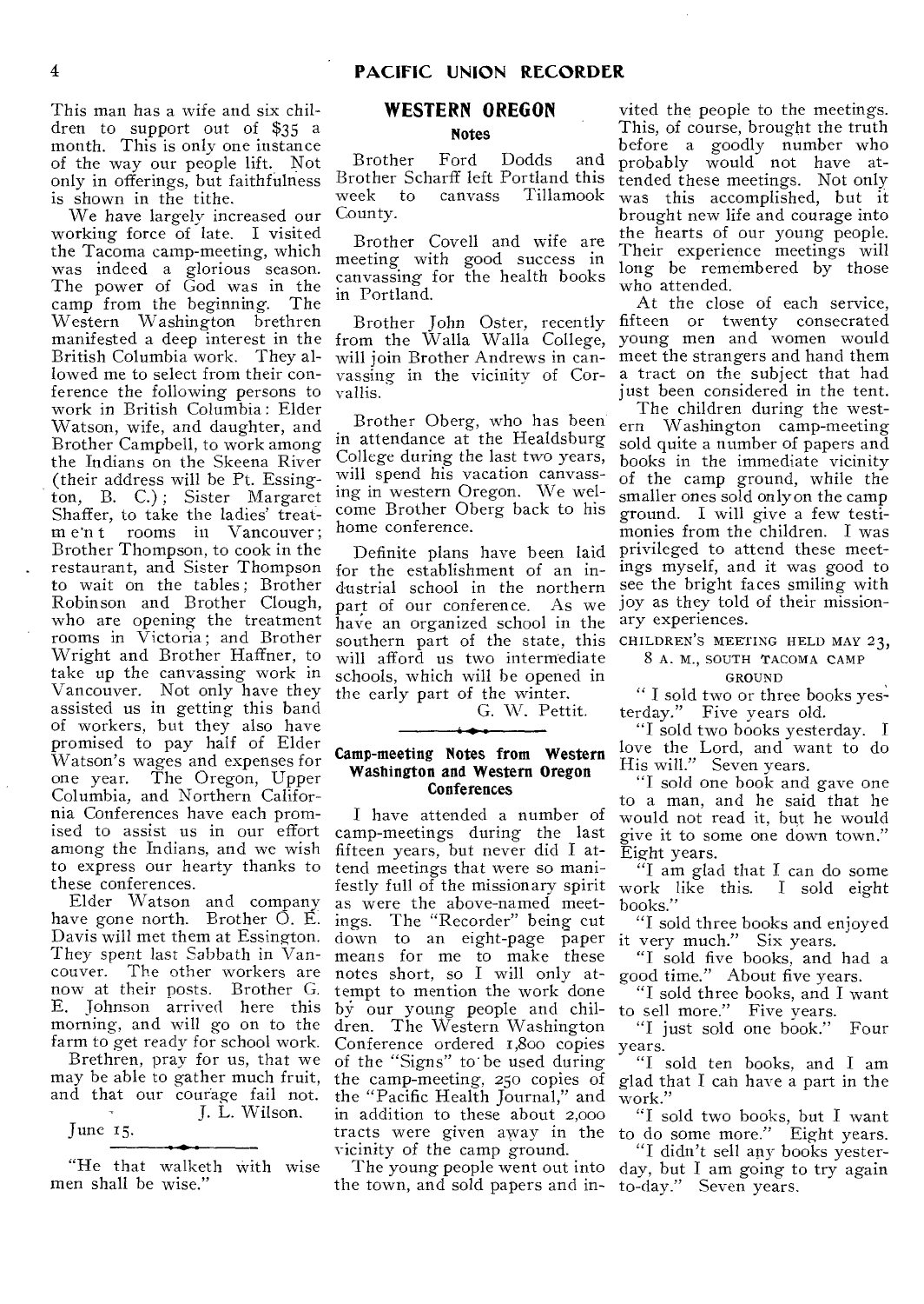This man has a wife and six children to support out of $35 a month. This is only one instance of the way our people lift. Not only in offerings, but faithfulness is shown in the tithe.

We have largely increased our working force of late. I visited the Tacoma camp-meeting, which was indeed a glorious season. The power of God was in the camp from the beginning. The Western Washington brethren manifested a deep interest in the British Columbia work. They allowed me to select from their conference the following persons to work in British Columbia: Elder Watson, wife, and daughter, and Brother Campbell, to work among the Indians on the Skeena River (their address will be Pt. Essington, B. C.); Sister Margaret Shaffer, to take the ladies' treatment rooms in Vancouver; Brother Thompson, to cook in the restaurant, and Sister Thompson to wait on the tables; Brother Robinson and Brother Clough, who are opening the treatment rooms in Victoria; and Brother Wright and Brother Haffner, to take up the canvassing work in Vancouver. Not only have they assisted us in getting this band of workers, but they also have promised to pay half of Elder Watson's wages and expenses for one year. The Oregon, Upper Columbia, and Northern California Conferences have each promised to assist us in our effort among the Indians, and we wish to express our hearty thanks to these conferences.

Elder Watson and company have gone north. Brother O. E. Davis will met them at Essington. They spent last Sabbath in Vancouver. The other workers are now at their posts. Brother G. E. Johnson arrived here this morning, and will go on to the farm to get ready for school work.

Brethren, pray for us, that we may be able to gather much fruit, and that our courage fail not.

J. L. Wilson.

June 15.

---

"He that walketh with wise men shall be wise."

## WESTERN OREGON

### Notes

Brother Ford Dodds and Brother Scharff left Portland this week to canvass Tillamook County.

Brother Covell and wife are meeting with good success in canvassing for the health books in Portland.

Brother John Oster, recently from the Walla Walla College, will join Brother Andrews in canvassing in the vicinity of Corvallis.

Brother Oberg, who has been in attendance at the Healdsburg College during the last two years, will spend his vacation canvassing in western Oregon. We welcome Brother Oberg back to his home conference.

Definite plans have been laid for the establishment of an industrial school in the northern part of our conference. As we have an organized school in the southern part of the state, this will afford us two intermediate schools, which will be opened in the early part of the winter.

G. W. Pettit.

---

### Camp-meeting Notes from Western Washington and Western Oregon Conferences

I have attended a number of camp-meetings during the last fifteen years, but never did I attend meetings that were so manifestly full of the missionary spirit as were the above-named meetings. The "Recorder" being cut down to an eight-page paper means for me to make these notes short, so I will only attempt to mention the work done by our young people and children. The Western Washington Conference ordered 1,800 copies of the "Signs" to be used during the camp-meeting, 250 copies of the "Pacific Health Journal," and in addition to these about 2,000 tracts were given away in the vicinity of the camp ground.

The young people went out into the town, and sold papers and invited the people to the meetings. This, of course, brought the truth before a goodly number who probably would not have attended these meetings. Not only was this accomplished, but it brought new life and courage into the hearts of our young people. Their experience meetings will long be remembered by those who attended.

At the close of each service, fifteen or twenty consecrated young men and women would meet the strangers and hand them a tract on the subject that had just been considered in the tent.

The children during the western Washington camp-meeting sold quite a number of papers and books in the immediate vicinity of the camp ground, while the smaller ones sold only on the camp ground. I will give a few testimonies from the children. I was privileged to attend these meetings myself, and it was good to see the bright faces smiling with joy as they told of their missionary experiences.

CHILDREN'S MEETING HELD MAY 23, 8 A. M., SOUTH TACOMA CAMP GROUND

"I sold two or three books yesterday." Five years old.

"I sold two books yesterday. I love the Lord, and want to do His will." Seven years.

"I sold one book and gave one to a man, and he said that he would not read it, but he would give it to some one down town." Eight years.

"I am glad that I can do some work like this. I sold eight books."

"I sold three books and enjoyed it very much." Six years.

"I sold five books, and had a good time." About five years.

"I sold three books, and I want to sell more." Five years.

"I just sold one book." Four years.

"I sold ten books, and I am glad that I can have a part in the work."

"I sold two books, but I want to do some more." Eight years.

"I didn't sell any books yesterday, but I am going to try again to-day." Seven years.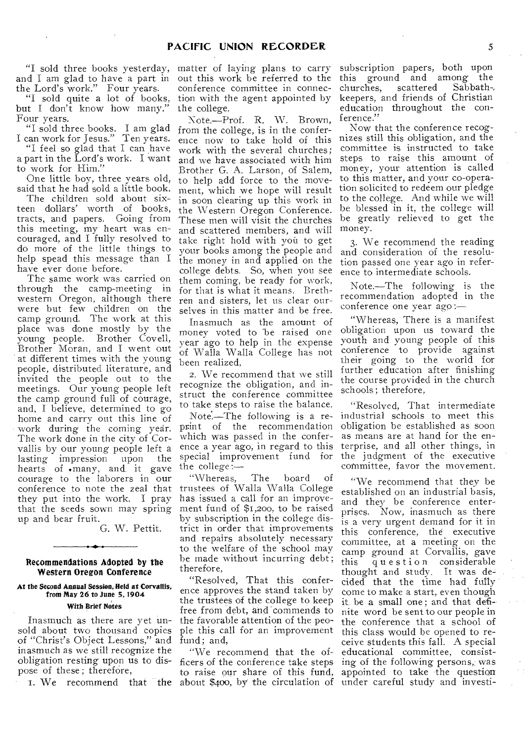"I sold three books yesterday, and I am glad to have a part in the Lord's work." Four years.

"I sold quite a lot of books, but I don't know how many." Four years.

"I sold three books. I am glad I can work for Jesus." Ten years.

"I feel so glad that I can have a part in the Lord's work. I want to work for Him."

One little boy, three years old, said that he had sold a little book.

The children sold about sixteen dollars' worth of books, tracts, and papers. Going from this meeting, my heart was encouraged, and I fully resolved to do more of the little things to help spead this message than I have ever done before.

The same work was carried on through the camp-meeting in western Oregon, although there were but few children on the camp ground. The work at this place was done mostly by the young people. Brother Covell, Brother Moran, and I went out at different times with the young people, distributed literature, and invited the people out to the meetings. Our young people left the camp ground full of courage, and, I believe, determined to go home and carry out this line of work during the coming year. The work done in the city of Corvallis by our young people left a lasting impression upon the hearts of many, and it gave courage to the laborers in our conference to note the zeal that they put into the work. I pray that the seeds sown may spring up and bear fruit.

G. W. Pettit.

---

## Recommendations Adopted by the Western Oregon Conference

### At the Second Annual Session, Held at Corvallis, from May 26 to June 5, 1904

#### With Brief Notes

Inasmuch as there are yet unsold about two thousand copies of "Christ's Object Lessons," and inasmuch as we still recognize the obligation resting upon us to dispose of these; therefore,

1. We recommend that the matter of laying plans to carry out this work be referred to the conference committee in connection with the agent appointed by the college.

Note.—Prof. R. W. Brown, from the college, is in the conference now to take hold of this work with the several churches; and we have associated with him Brother G. A. Larson, of Salem, to help add force to the movement, which we hope will result in soon clearing up this work in the Western Oregon Conference. These men will visit the churches and scattered members, and will take right hold with you to get your books among the people and the money in and applied on the college debts. So, when you see them coming, be ready for work, for that is what it means. Brethren and sisters, let us clear ourselves in this matter and be free.

Inasmuch as the amount of money voted to be raised one year ago to help in the expense of Walla Walla College has not been realized,

2. We recommend that we still recognize the obligation, and instruct the conference committee to take steps to raise the balance.

Note.—The following is a reprint of the recommendation which was passed in the conference a year ago, in regard to this special improvement fund for the college:—

"Whereas, The board of trustees of Walla Walla College has issued a call for an improvement fund of $1,200, to be raised by subscription in the college district in order that improvements and repairs absolutely necessary to the welfare of the school may be made without incurring debt; therefore,

"Resolved, That this conference approves the stand taken by the trustees of the college to keep free from debt, and commends to the favorable attention of the people this call for an improvement fund; and,

"We recommend that the officers of the conference take steps to raise our share of this fund, about $400, by the circulation of subscription papers, both upon this ground and among the churches, scattered Sabbath-keepers, and friends of Christian education throughout the conference."

Now that the conference recognizes still this obligation, and the committee is instructed to take steps to raise this amount of money, your attention is called to this matter, and your co-operation solicited to redeem our pledge to the college. And while we will be blessed in it, the college will be greatly relieved to get the money.

3. We recommend the reading and consideration of the resolution passed one year ago in reference to intermediate schools.

Note.—The following is the recommendation adopted in the conference one year ago:—

"Whereas, There is a manifest obligation upon us toward the youth and young people of this conference to provide against their going to the world for further education after finishing the course provided in the church schools; therefore,

"Resolved, That intermediate industrial schools to meet this obligation be established as soon as means are at hand for the enterprise, and all other things, in the judgment of the executive committee, favor the movement.

"We recommend that they be established on an industrial basis, and they be conference enterprises. Now, inasmuch as there is a very urgent demand for it in this conference, the executive committee, at a meeting on the camp ground at Corvallis, gave this question considerable thought and study. It was decided that the time had fully come to make a start, even though it be a small one; and that definite word be sent to our people in the conference that a school of this class would be opened to receive students this fall. A special educational committee, consisting of the following persons, was appointed to take the question under careful study and investi-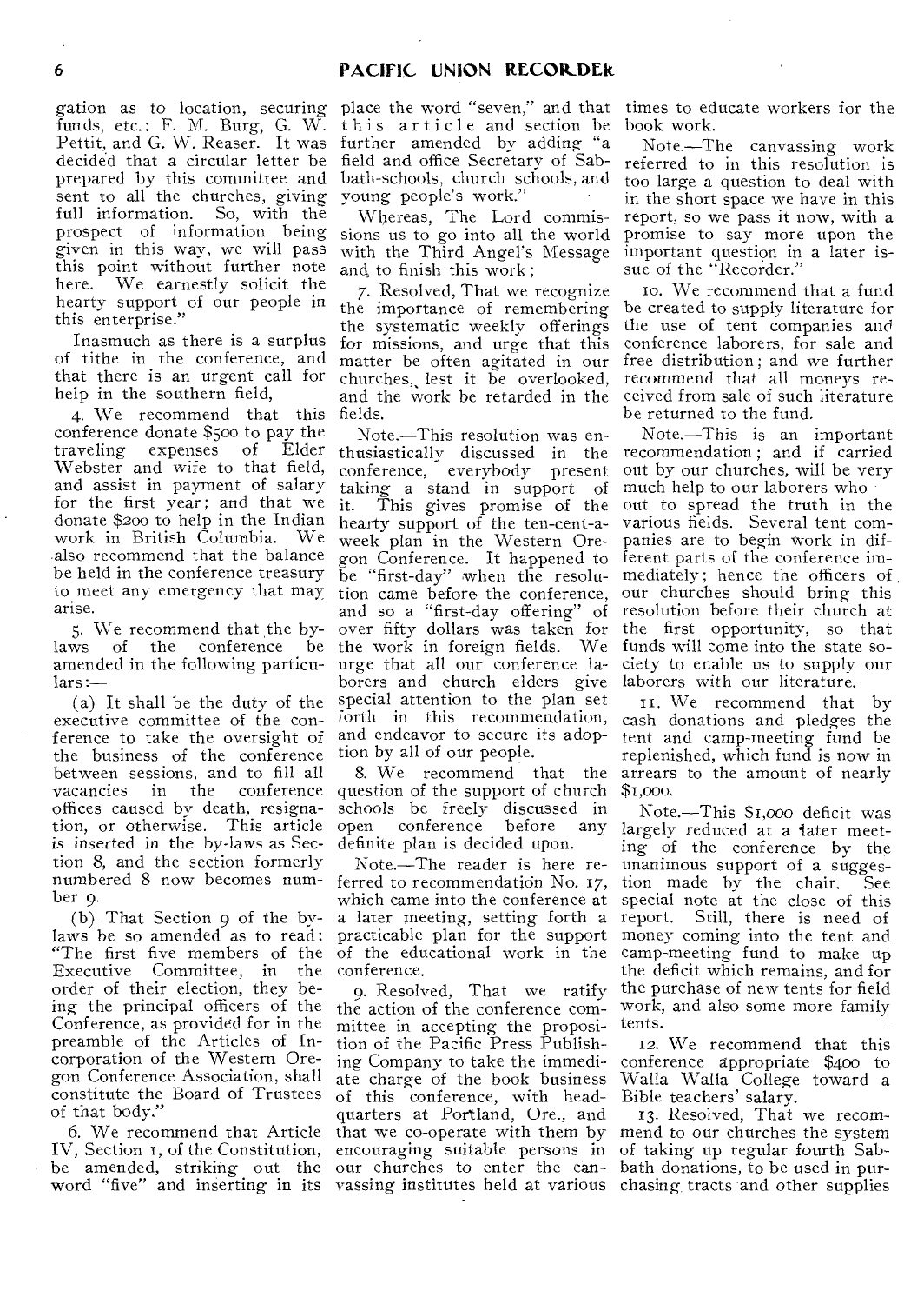gation as to location, securing funds, etc.: F. M. Burg, G. W. Pettit, and G. W. Reaser. It was decided that a circular letter be prepared by this committee and sent to all the churches, giving full information. So, with the prospect of information being given in this way, we will pass this point without further note here. We earnestly solicit the hearty support of our people in this enterprise."

Inasmuch as there is a surplus of tithe in the conference, and that there is an urgent call for help in the southern field,

4. We recommend that this conference donate $500 to pay the traveling expenses of Elder Webster and wife to that field, and assist in payment of salary for the first year; and that we donate $200 to help in the Indian work in British Columbia. We also recommend that the balance be held in the conference treasury to meet any emergency that may arise.

5. We recommend that the by-laws of the conference be amended in the following particulars:—

(a) It shall be the duty of the executive committee of the conference to take the oversight of the business of the conference between sessions, and to fill all vacancies in the conference offices caused by death, resignation, or otherwise. This article is inserted in the by-laws as Section 8, and the section formerly numbered 8 now becomes number 9.

(b) That Section 9 of the by-laws be so amended as to read: "The first five members of the Executive Committee, in the order of their election, they being the principal officers of the Conference, as provided for in the preamble of the Articles of Incorporation of the Western Oregon Conference Association, shall constitute the Board of Trustees of that body."

6. We recommend that Article IV, Section 1, of the Constitution, be amended, striking out the word "five" and inserting in its place the word "seven," and that this article and section be further amended by adding "a field and office Secretary of Sabbath-schools, church schools, and young people's work."

Whereas, The Lord commissions us to go into all the world with the Third Angel's Message and to finish this work;

7. Resolved, That we recognize the importance of remembering the systematic weekly offerings for missions, and urge that this matter be often agitated in our churches, lest it be overlooked, and the work be retarded in the fields.

Note.—This resolution was enthusiastically discussed in the conference, everybody present taking a stand in support of it. This gives promise of the hearty support of the ten-cent-a-week plan in the Western Oregon Conference. It happened to be "first-day" when the resolution came before the conference, and so a "first-day offering" of over fifty dollars was taken for the work in foreign fields. We urge that all our conference laborers and church elders give special attention to the plan set forth in this recommendation, and endeavor to secure its adoption by all of our people.

8. We recommend that the question of the support of church schools be freely discussed in open conference before any definite plan is decided upon.

Note.—The reader is here referred to recommendation No. 17, which came into the conference at a later meeting, setting forth a practicable plan for the support of the educational work in the conference.

9. Resolved, That we ratify the action of the conference committee in accepting the proposition of the Pacific Press Publishing Company to take the immediate charge of the book business of this conference, with headquarters at Portland, Ore., and that we co-operate with them by encouraging suitable persons in our churches to enter the canvassing institutes held at various times to educate workers for the book work.

Note.—The canvassing work referred to in this resolution is too large a question to deal with in the short space we have in this report, so we pass it now, with a promise to say more upon the important question in a later issue of the "Recorder."

10. We recommend that a fund be created to supply literature for the use of tent companies and conference laborers, for sale and free distribution; and we further recommend that all moneys received from sale of such literature be returned to the fund.

Note.—This is an important recommendation; and if carried out by our churches, will be very much help to our laborers who out to spread the truth in the various fields. Several tent companies are to begin work in different parts of the conference immediately; hence the officers of our churches should bring this resolution before their church at the first opportunity, so that funds will come into the state society to enable us to supply our laborers with our literature.

11. We recommend that by cash donations and pledges the tent and camp-meeting fund be replenished, which fund is now in arrears to the amount of nearly $1,000.

Note.—This $1,000 deficit was largely reduced at a later meeting of the conference by the unanimous support of a suggestion made by the chair. See special note at the close of this report. Still, there is need of money coming into the tent and camp-meeting fund to make up the deficit which remains, and for the purchase of new tents for field work, and also some more family tents.

12. We recommend that this conference appropriate $400 to Walla Walla College toward a Bible teachers' salary.

13. Resolved, That we recommend to our churches the system of taking up regular fourth Sabbath donations, to be used in purchasing tracts and other supplies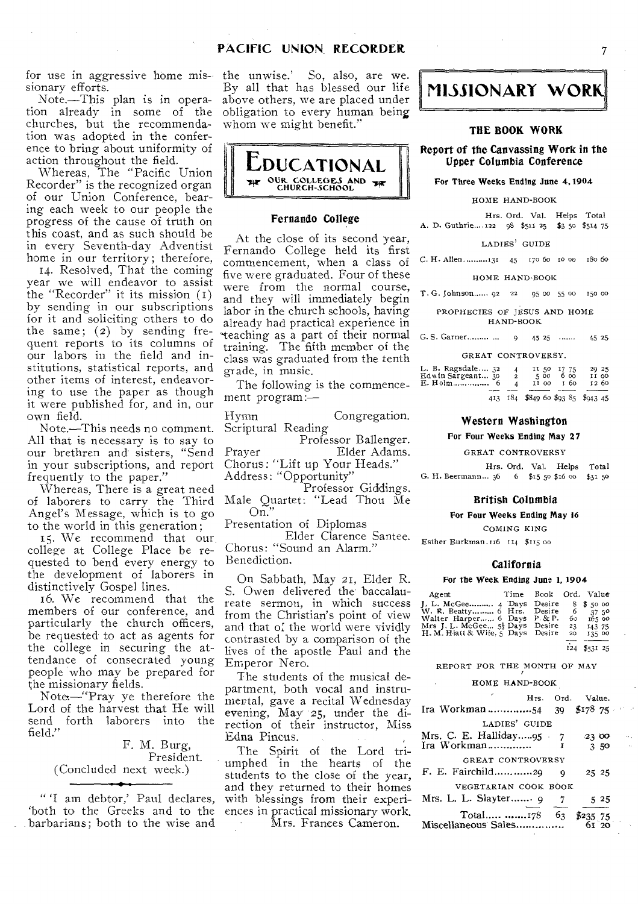for use in aggressive home missionary efforts.

Note.—This plan is in operation already in some of the churches, but the recommendation was adopted in the conference to bring about uniformity of action throughout the field.

Whereas, The "Pacific Union Recorder" is the recognized organ of our Union Conference, bearing each week to our people the progress of the cause of truth on this coast, and as such should be in every Seventh-day Adventist home in our territory; therefore,

14. Resolved, That the coming year we will endeavor to assist the "Recorder" it its mission (1) by sending in our subscriptions for it and soliciting others to do the same; (2) by sending frequent reports to its columns of our labors in the field and institutions, statistical reports, and other items of interest, endeavoring to use the paper as though it were published for, and in, our own field.

Note.—This needs no comment. All that is necessary is to say to our brethren and sisters, "Send in your subscriptions, and report frequently to the paper."

Whereas, There is a great need of laborers to carry the Third Angel's Message, which is to go to the world in this generation;

15. We recommend that our college at College Place be requested to bend every energy to the development of laborers in distinctively Gospel lines.

16. We recommend that the members of our conference, and particularly the church officers, be requested to act as agents for the college in securing the attendance of consecrated young people who may be prepared for the missionary fields.

Note—"Pray ye therefore the Lord of the harvest that He will send forth laborers into the field."

F. M. Burg,
President.

(Concluded next week.)

"'I am debtor,' Paul declares, 'both to the Greeks and to the barbarians; both to the wise and the unwise.' So, also, are we. By all that has blessed our life above others, we are placed under obligation to every human being whom we might benefit."

# EDUCATIONAL

OUR COLLEGES AND CHURCH-SCHOOL

## Fernando College

At the close of its second year, Fernando College held its first commencement, when a class of five were graduated. Four of these were from the normal course, and they will immediately begin labor in the church schools, having already had practical experience in teaching as a part of their normal training. The fifth member of the class was graduated from the tenth grade, in music.

The following is the commencement program:—

Hymn — Congregation.
Scriptural Reading — Professor Ballenger.
Prayer — Elder Adams.
Chorus: "Lift up Your Heads."
Address: "Opportunity" — Professor Giddings.
Male Quartet: "Lead Thou Me On."
Presentation of Diplomas — Elder Clarence Santee.
Chorus: "Sound an Alarm."
Benediction.

On Sabbath, May 21, Elder R. S. Owen delivered the baccalaureate sermon, in which success from the Christian's point of view and that of the world were vividly contrasted by a comparison of the lives of the apostle Paul and the Emperor Nero.

The students of the musical department, both vocal and instrumental, gave a recital Wednesday evening, May 25, under the direction of their instructor, Miss Edna Pincus.

The Spirit of the Lord triumphed in the hearts of the students to the close of the year, and they returned to their homes with blessings from their experiences in practical missionary work.

Mrs. Frances Cameron.

# MISSIONARY WORK

## THE BOOK WORK

### Report of the Canvassing Work in the Upper Columbia Conference

**For Three Weeks Ending June 4, 1904**

| | Hrs. | Ord. | Val. | Helps | Total |
|---|---|---|---|---|---|
| HOME HAND-BOOK | | | | | |
| A. D. Guthrie | 122 | 98 | $511 25 | $3 50 | $514 75 |
| LADIES' GUIDE | | | | | |
| C. H. Allen | 131 | 45 | 170 60 | 10 00 | 180 60 |
| HOME HAND-BOOK | | | | | |
| T. G. Johnson | 92 | 22 | 95 00 | 55 00 | 150 00 |
| PROPHECIES OF JESUS AND HOME HAND-BOOK | | | | | |
| G. S. Garner | | 9 | 45 25 | ...... | 45 25 |
| GREAT CONTROVERSY. | | | | | |
| L. B. Ragsdale | 32 | 4 | 11 50 | 17 75 | 29 25 |
| Edwin Sargeant | 30 | 2 | 5 00 | 6 00 | 11 00 |
| E. Holm | 6 | 4 | 11 00 | 1 60 | 12 60 |
| | 413 | 184 | $849 60 | $93 85 | $943 45 |

### Western Washington

**For Four Weeks Ending May 27**

| GREAT CONTROVERSY | Hrs. | Ord. | Val. | Helps | Total |
|---|---|---|---|---|---|
| G. H. Beermann | 36 | 6 | $15 50 | $16 00 | $31 50 |

### British Columbia

**For Four Weeks Ending May 16**

COMING KING

Esther Burkman 116 114 $115 00

### California

**For the Week Ending June 1, 1904**

| Agent | Time | Book | Ord. | Value |
|---|---|---|---|---|
| J. L. McGee | 4 Days | Desire | 8 | $ 50 00 |
| W. R. Beatty | 6 Hrs. | Desire | 6 | 37 50 |
| Walter Harper | 6 Days | P. & P. | 60 | 165 00 |
| Mrs J. L. McGee | 5½ Days | Desire | 23 | 143 75 |
| H. M. Hiatt & Wife | 5 Days | Desire | 20 | 135 00 |
| | | | 124 | $531 25 |

REPORT FOR THE MONTH OF MAY

| | Hrs. | Ord. | Value. |
|---|---|---|---|
| HOME HAND-BOOK | | | |
| Ira Workman | 54 | 39 | $178 75 |
| LADIES' GUIDE | | | |
| Mrs. C. E. Halliday | 95 | 7 | 23 00 |
| Ira Workman | | 1 | 3 50 |
| GREAT CONTROVERSY | | | |
| F. E. Fairchild | 29 | 9 | 25 25 |
| VEGETARIAN COOK BOOK | | | |
| Mrs. L. L. Slayter | 9 | 7 | 5 25 |
| Total | 178 | 63 | $235 75 |
| Miscellaneous Sales | | | 61 20 |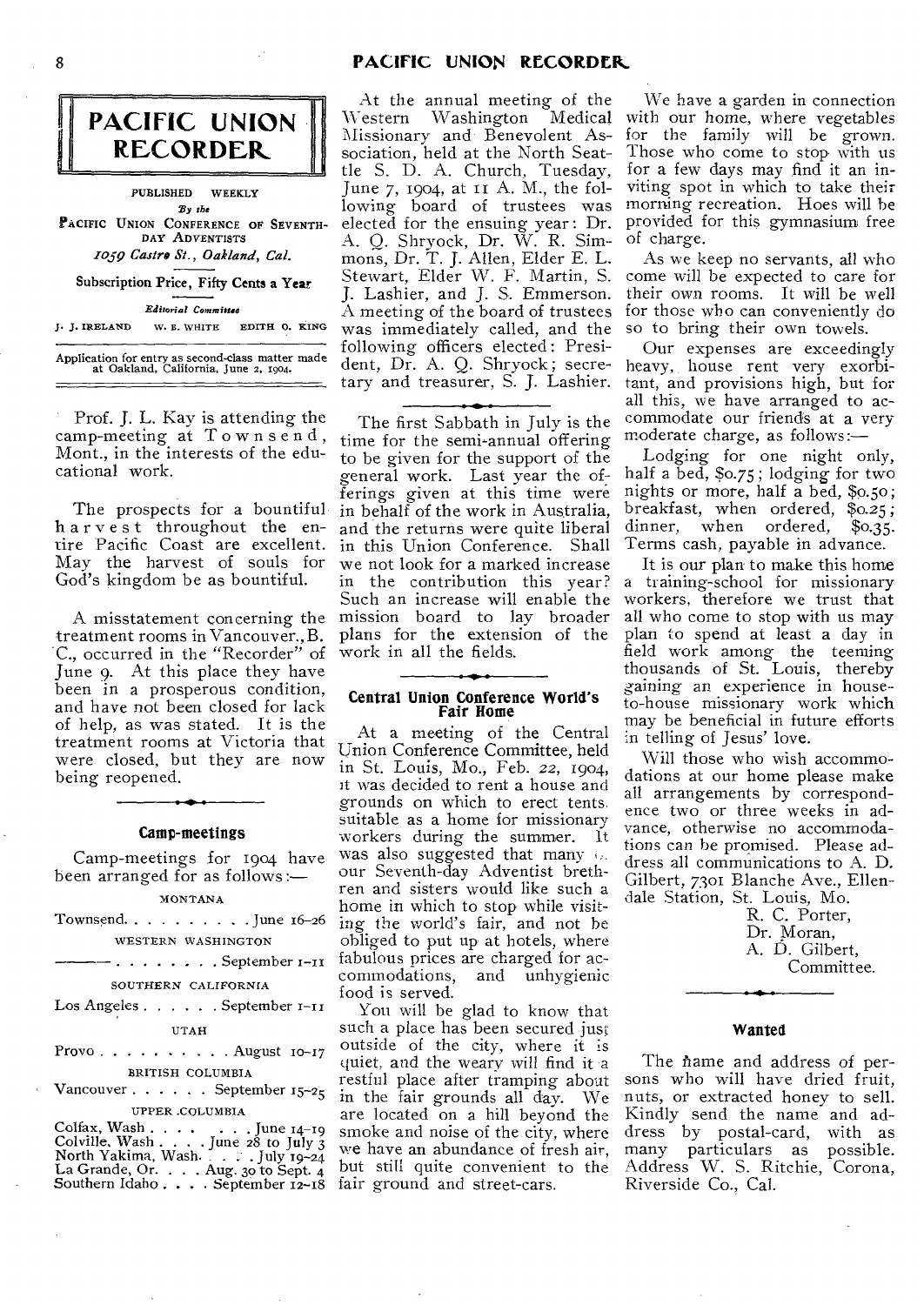# PACIFIC UNION RECORDER

PUBLISHED WEEKLY

*By the*

PACIFIC UNION CONFERENCE OF SEVENTH-DAY ADVENTISTS

*1059 Castro St., Oakland, Cal.*

Subscription Price, Fifty Cents a Year

*Editorial Committee*

J. J. IRELAND W. B. WHITE EDITH O. KING

Application for entry as second-class matter made at Oakland, California, June 2, 1904.

Prof. J. L. Kay is attending the camp-meeting at Townsend, Mont., in the interests of the educational work.

The prospects for a bountiful harvest throughout the entire Pacific Coast are excellent. May the harvest of souls for God's kingdom be as bountiful.

A misstatement concerning the treatment rooms in Vancouver., B. C., occurred in the "Recorder" of June 9. At this place they have been in a prosperous condition, and have not been closed for lack of help, as was stated. It is the treatment rooms at Victoria that were closed, but they are now being reopened.

### Camp-meetings

Camp-meetings for 1904 have been arranged for as follows:—

MONTANA

Townsend . . . . . . . . . June 16–26

WESTERN WASHINGTON

——— . . . . . . . . September 1–11

SOUTHERN CALIFORNIA

Los Angeles . . . . . . September 1–11

UTAH

Provo . . . . . . . . . . August 10–17

BRITISH COLUMBIA

Vancouver . . . . . . September 15–25

UPPER COLUMBIA

Colfax, Wash . . . . . . . . June 14–19
Colville, Wash . . . . June 28 to July 3
North Yakima, Wash. . . . . July 19–24
La Grande, Or. . . . Aug. 30 to Sept. 4
Southern Idaho . . . . September 12–18

At the annual meeting of the Western Washington Medical Missionary and Benevolent Association, held at the North Seattle S. D. A. Church, Tuesday, June 7, 1904, at 11 A. M., the following board of trustees was elected for the ensuing year: Dr. A. Q. Shryock, Dr. W. R. Simmons, Dr. T. J. Allen, Elder E. L. Stewart, Elder W. F. Martin, S. J. Lashier, and J. S. Emmerson. A meeting of the board of trustees was immediately called, and the following officers elected: President, Dr. A. Q. Shryock; secretary and treasurer, S. J. Lashier.

The first Sabbath in July is the time for the semi-annual offering to be given for the support of the general work. Last year the offerings given at this time were in behalf of the work in Australia, and the returns were quite liberal in this Union Conference. Shall we not look for a marked increase in the contribution this year? Such an increase will enable the mission board to lay broader plans for the extension of the work in all the fields.

### Central Union Conference World's Fair Home

At a meeting of the Central Union Conference Committee, held in St. Louis, Mo., Feb. 22, 1904, it was decided to rent a house and grounds on which to erect tents suitable as a home for missionary workers during the summer. It was also suggested that many of our Seventh-day Adventist brethren and sisters would like such a home in which to stop while visiting the world's fair, and not be obliged to put up at hotels, where fabulous prices are charged for accommodations, and unhygienic food is served.

You will be glad to know that such a place has been secured just outside of the city, where it is quiet, and the weary will find it a restful place after tramping about in the fair grounds all day. We are located on a hill beyond the smoke and noise of the city, where we have an abundance of fresh air, but still quite convenient to the fair ground and street-cars.

We have a garden in connection with our home, where vegetables for the family will be grown. Those who come to stop with us for a few days may find it an inviting spot in which to take their morning recreation. Hoes will be provided for this gymnasium free of charge.

As we keep no servants, all who come will be expected to care for their own rooms. It will be well for those who can conveniently do so to bring their own towels.

Our expenses are exceedingly heavy, house rent very exorbitant, and provisions high, but for all this, we have arranged to accommodate our friends at a very moderate charge, as follows:—

Lodging for one night only, half a bed, $0.75; lodging for two nights or more, half a bed, $0.50; breakfast, when ordered, $0.25; dinner, when ordered, $0.35. Terms cash, payable in advance.

It is our plan to make this home a training-school for missionary workers, therefore we trust that all who come to stop with us may plan to spend at least a day in field work among the teeming thousands of St. Louis, thereby gaining an experience in house-to-house missionary work which may be beneficial in future efforts in telling of Jesus' love.

Will those who wish accommodations at our home please make all arrangements by correspondence two or three weeks in advance, otherwise no accommodations can be promised. Please address all communications to A. D. Gilbert, 7301 Blanche Ave., Ellendale Station, St. Louis, Mo.

R. C. Porter,
Dr. Moran,
A. D. Gilbert,
Committee.

### Wanted

The name and address of persons who will have dried fruit, nuts, or extracted honey to sell. Kindly send the name and address by postal-card, with as many particulars as possible. Address W. S. Ritchie, Corona, Riverside Co., Cal.